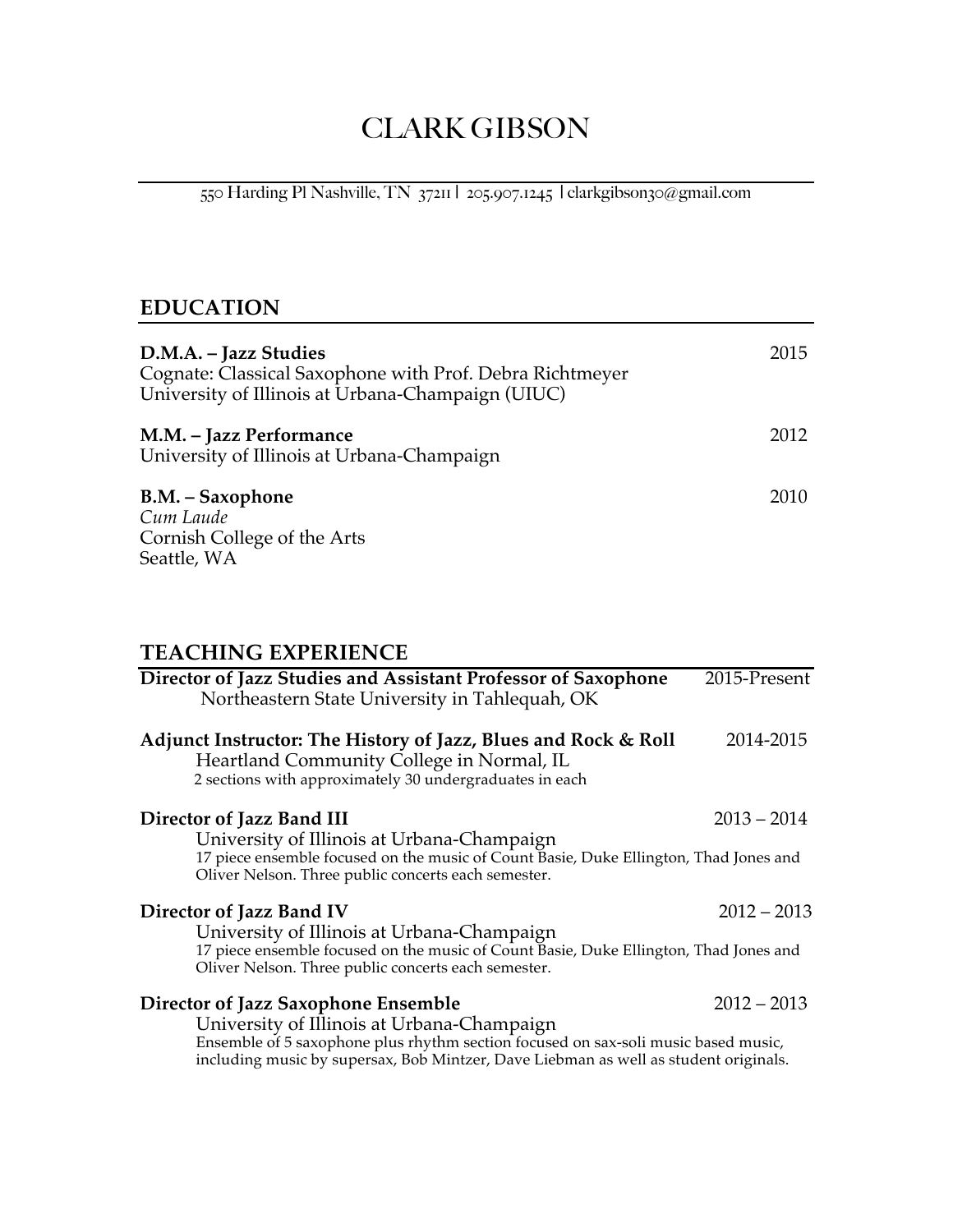# CLARK GIBSON

550 Harding Pl Nashville, TN 37211 | 205.907.1245 | clarkgibson30@gmail.com

## EDUCATION

**D.M.A. – Jazz Studies** 2015
Cognate: Classical Saxophone with Prof. Debra Richtmeyer
University of Illinois at Urbana-Champaign (UIUC)

**M.M. – Jazz Performance** 2012
University of Illinois at Urbana-Champaign

**B.M. – Saxophone** 2010
*Cum Laude*
Cornish College of the Arts
Seattle, WA

## TEACHING EXPERIENCE

**Director of Jazz Studies and Assistant Professor of Saxophone** 2015-Present
Northeastern State University in Tahlequah, OK

**Adjunct Instructor: The History of Jazz, Blues and Rock & Roll** 2014-2015
Heartland Community College in Normal, IL
2 sections with approximately 30 undergraduates in each

**Director of Jazz Band III** 2013 – 2014
University of Illinois at Urbana-Champaign
17 piece ensemble focused on the music of Count Basie, Duke Ellington, Thad Jones and Oliver Nelson. Three public concerts each semester.

**Director of Jazz Band IV** 2012 – 2013
University of Illinois at Urbana-Champaign
17 piece ensemble focused on the music of Count Basie, Duke Ellington, Thad Jones and Oliver Nelson. Three public concerts each semester.

**Director of Jazz Saxophone Ensemble** 2012 – 2013
University of Illinois at Urbana-Champaign
Ensemble of 5 saxophone plus rhythm section focused on sax-soli music based music, including music by supersax, Bob Mintzer, Dave Liebman as well as student originals.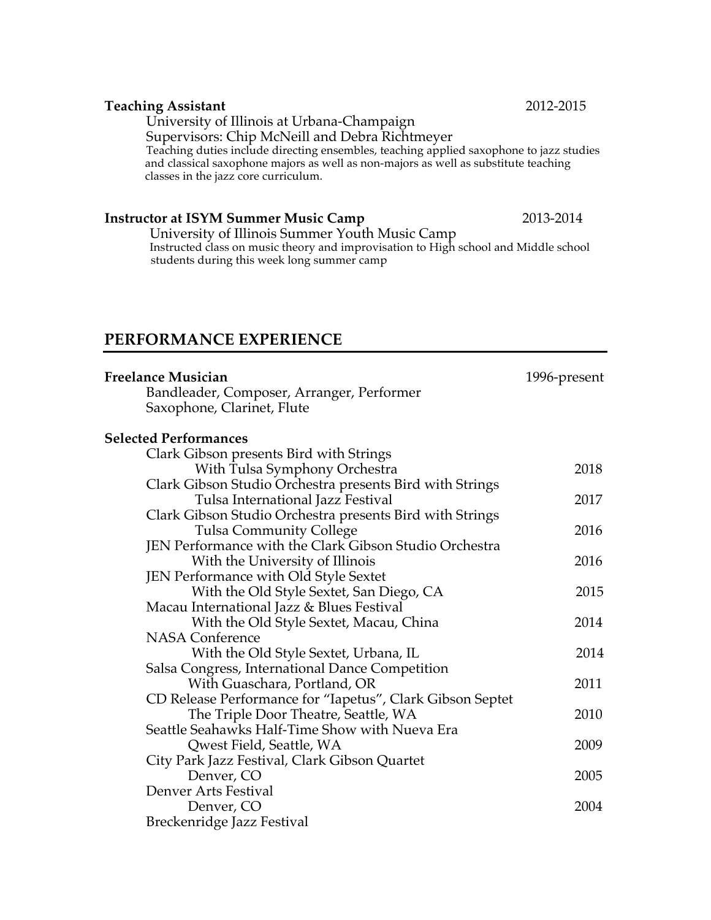**Teaching Assistant** 2012-2015

University of Illinois at Urbana-Champaign
Supervisors: Chip McNeill and Debra Richtmeyer
Teaching duties include directing ensembles, teaching applied saxophone to jazz studies and classical saxophone majors as well as non-majors as well as substitute teaching classes in the jazz core curriculum.

**Instructor at ISYM Summer Music Camp** 2013-2014

University of Illinois Summer Youth Music Camp
Instructed class on music theory and improvisation to High school and Middle school students during this week long summer camp

## PERFORMANCE EXPERIENCE

**Freelance Musician** 1996-present

Bandleader, Composer, Arranger, Performer
Saxophone, Clarinet, Flute

**Selected Performances**

Clark Gibson presents Bird with Strings
With Tulsa Symphony Orchestra 2018

Clark Gibson Studio Orchestra presents Bird with Strings
Tulsa International Jazz Festival 2017

Clark Gibson Studio Orchestra presents Bird with Strings
Tulsa Community College 2016

JEN Performance with the Clark Gibson Studio Orchestra
With the University of Illinois 2016

JEN Performance with Old Style Sextet
With the Old Style Sextet, San Diego, CA 2015

Macau International Jazz & Blues Festival
With the Old Style Sextet, Macau, China 2014

NASA Conference
With the Old Style Sextet, Urbana, IL 2014

Salsa Congress, International Dance Competition
With Guaschara, Portland, OR 2011

CD Release Performance for "Iapetus", Clark Gibson Septet
The Triple Door Theatre, Seattle, WA 2010

Seattle Seahawks Half-Time Show with Nueva Era
Qwest Field, Seattle, WA 2009

City Park Jazz Festival, Clark Gibson Quartet
Denver, CO 2005

Denver Arts Festival
Denver, CO 2004

Breckenridge Jazz Festival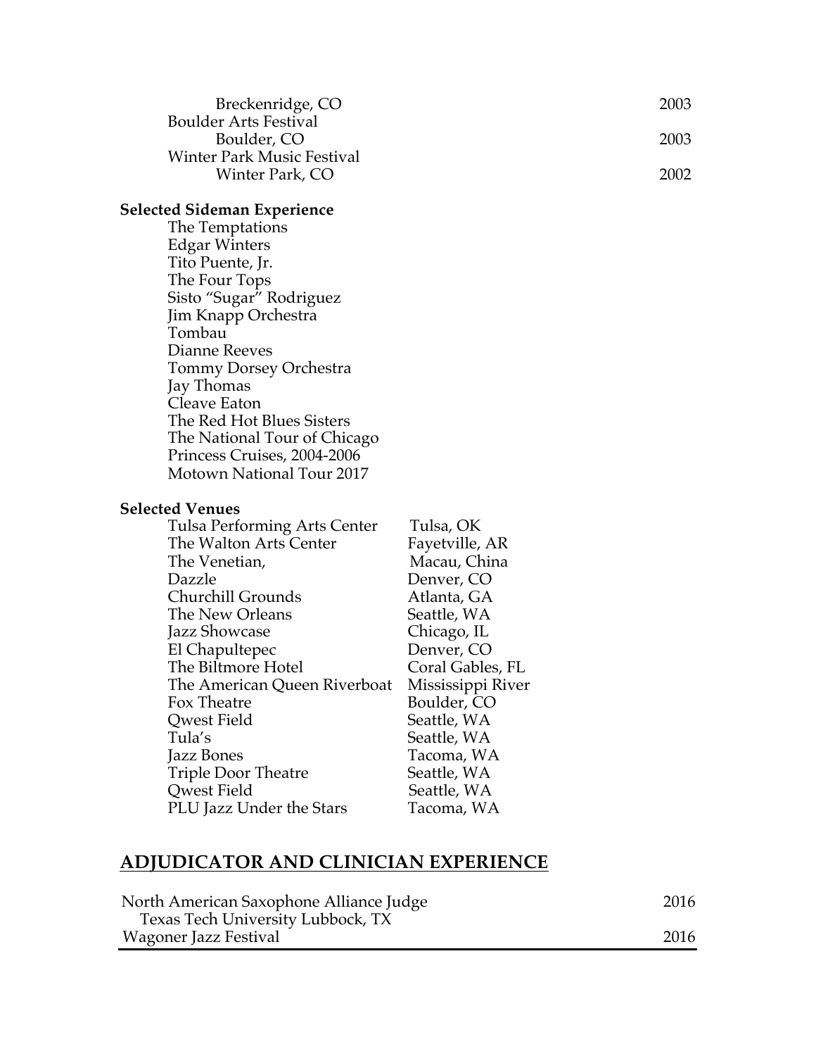| | |
|---|---|
| Breckenridge, CO | 2003 |
| Boulder Arts Festival<br>Boulder, CO | 2003 |
| Winter Park Music Festival<br>Winter Park, CO | 2002 |

**Selected Sideman Experience**

The Temptations
Edgar Winters
Tito Puente, Jr.
The Four Tops
Sisto "Sugar" Rodriguez
Jim Knapp Orchestra
Tombau
Dianne Reeves
Tommy Dorsey Orchestra
Jay Thomas
Cleave Eaton
The Red Hot Blues Sisters
The National Tour of Chicago
Princess Cruises, 2004-2006
Motown National Tour 2017

**Selected Venues**

| Venue | Location |
|---|---|
| Tulsa Performing Arts Center | Tulsa, OK |
| The Walton Arts Center | Fayetville, AR |
| The Venetian, | Macau, China |
| Dazzle | Denver, CO |
| Churchill Grounds | Atlanta, GA |
| The New Orleans | Seattle, WA |
| Jazz Showcase | Chicago, IL |
| El Chapultepec | Denver, CO |
| The Biltmore Hotel | Coral Gables, FL |
| The American Queen Riverboat | Mississippi River |
| Fox Theatre | Boulder, CO |
| Qwest Field | Seattle, WA |
| Tula's | Seattle, WA |
| Jazz Bones | Tacoma, WA |
| Triple Door Theatre | Seattle, WA |
| Qwest Field | Seattle, WA |
| PLU Jazz Under the Stars | Tacoma, WA |

## ADJUDICATOR AND CLINICIAN EXPERIENCE

| | |
|---|---|
| North American Saxophone Alliance Judge<br>Texas Tech University Lubbock, TX | 2016 |
| Wagoner Jazz Festival | 2016 |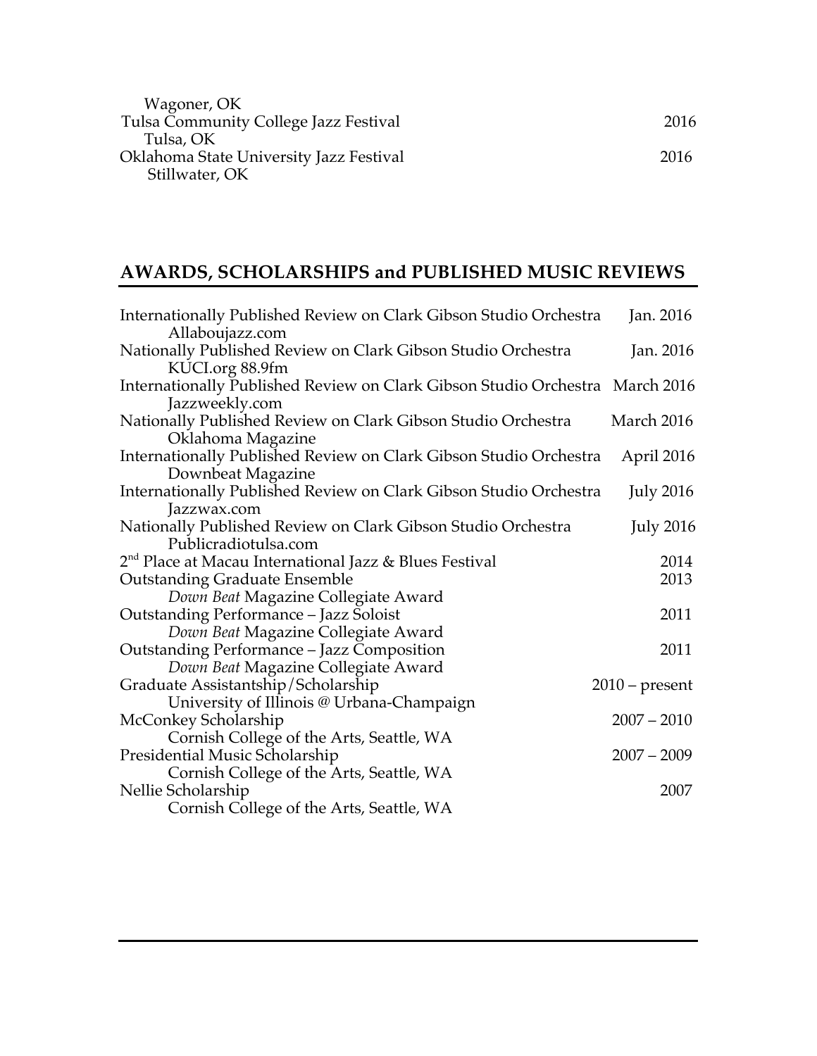Wagoner, OK

Tulsa Community College Jazz Festival 2016
Tulsa, OK

Oklahoma State University Jazz Festival 2016
Stillwater, OK

## AWARDS, SCHOLARSHIPS and PUBLISHED MUSIC REVIEWS

Internationally Published Review on Clark Gibson Studio Orchestra — Jan. 2016
Allaboujazz.com

Nationally Published Review on Clark Gibson Studio Orchestra — Jan. 2016
KUCI.org 88.9fm

Internationally Published Review on Clark Gibson Studio Orchestra — March 2016
Jazzweekly.com

Nationally Published Review on Clark Gibson Studio Orchestra — March 2016
Oklahoma Magazine

Internationally Published Review on Clark Gibson Studio Orchestra — April 2016
Downbeat Magazine

Internationally Published Review on Clark Gibson Studio Orchestra — July 2016
Jazzwax.com

Nationally Published Review on Clark Gibson Studio Orchestra — July 2016
Publicradiotulsa.com

2nd Place at Macau International Jazz & Blues Festival — 2014

Outstanding Graduate Ensemble — 2013
*Down Beat* Magazine Collegiate Award

Outstanding Performance – Jazz Soloist — 2011
*Down Beat* Magazine Collegiate Award

Outstanding Performance – Jazz Composition — 2011
*Down Beat* Magazine Collegiate Award

Graduate Assistantship/Scholarship — 2010 – present
University of Illinois @ Urbana-Champaign

McConkey Scholarship — 2007 – 2010
Cornish College of the Arts, Seattle, WA

Presidential Music Scholarship — 2007 – 2009
Cornish College of the Arts, Seattle, WA

Nellie Scholarship — 2007
Cornish College of the Arts, Seattle, WA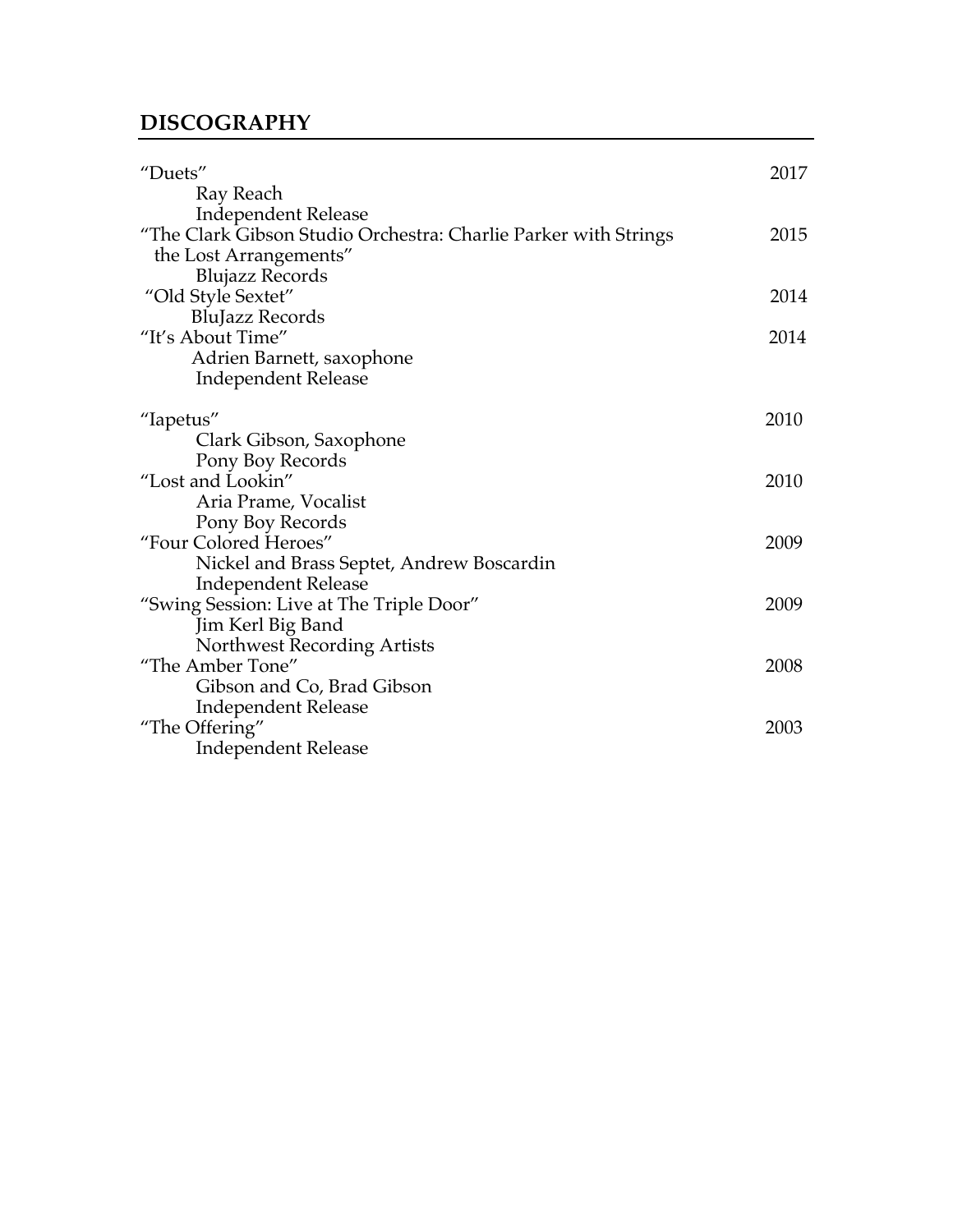## DISCOGRAPHY

"Duets" 2017
Ray Reach
Independent Release

"The Clark Gibson Studio Orchestra: Charlie Parker with Strings the Lost Arrangements" 2015
Blujazz Records

"Old Style Sextet" 2014
BluJazz Records

"It's About Time" 2014
Adrien Barnett, saxophone
Independent Release

"Iapetus" 2010
Clark Gibson, Saxophone
Pony Boy Records

"Lost and Lookin" 2010
Aria Prame, Vocalist
Pony Boy Records

"Four Colored Heroes" 2009
Nickel and Brass Septet, Andrew Boscardin
Independent Release

"Swing Session: Live at The Triple Door" 2009
Jim Kerl Big Band
Northwest Recording Artists

"The Amber Tone" 2008
Gibson and Co, Brad Gibson
Independent Release

"The Offering" 2003
Independent Release